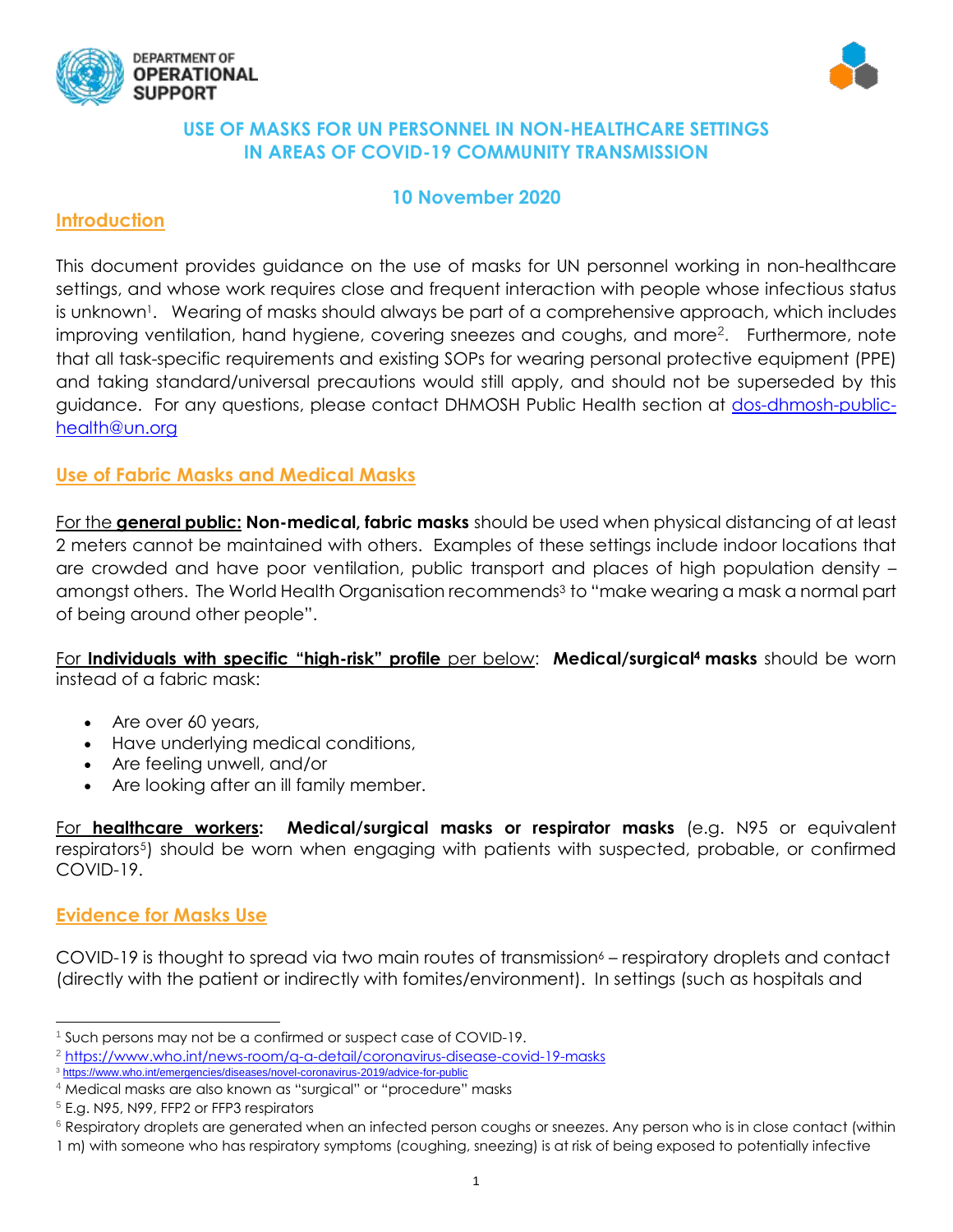DEPARTMENT OF OPERATIONAL SUPPORT

# USE OF MASKS FOR UN PERSONNEL IN NON-HEALTHCARE SETTINGS IN AREAS OF COVID-19 COMMUNITY TRANSMISSION

**10 November 2020**

## Introduction

This document provides guidance on the use of masks for UN personnel working in non-healthcare settings, and whose work requires close and frequent interaction with people whose infectious status is unknown[1]. Wearing of masks should always be part of a comprehensive approach, which includes improving ventilation, hand hygiene, covering sneezes and coughs, and more[2]. Furthermore, note that all task-specific requirements and existing SOPs for wearing personal protective equipment (PPE) and taking standard/universal precautions would still apply, and should not be superseded by this guidance. For any questions, please contact DHMOSH Public Health section at dos-dhmosh-public-health@un.org

## Use of Fabric Masks and Medical Masks

For the **general public:** **Non-medical, fabric masks** should be used when physical distancing of at least 2 meters cannot be maintained with others. Examples of these settings include indoor locations that are crowded and have poor ventilation, public transport and places of high population density – amongst others. The World Health Organisation recommends[3] to "make wearing a mask a normal part of being around other people".

For **Individuals with specific "high-risk" profile** per below: **Medical/surgical[4] masks** should be worn instead of a fabric mask:

- Are over 60 years,
- Have underlying medical conditions,
- Are feeling unwell, and/or
- Are looking after an ill family member.

For **healthcare workers:** **Medical/surgical masks or respirator masks** (e.g. N95 or equivalent respirators[5]) should be worn when engaging with patients with suspected, probable, or confirmed COVID-19.

## Evidence for Masks Use

COVID-19 is thought to spread via two main routes of transmission[6] – respiratory droplets and contact (directly with the patient or indirectly with fomites/environment). In settings (such as hospitals and

---

[1] Such persons may not be a confirmed or suspect case of COVID-19.

[2] https://www.who.int/news-room/q-a-detail/coronavirus-disease-covid-19-masks

[3] https://www.who.int/emergencies/diseases/novel-coronavirus-2019/advice-for-public

[4] Medical masks are also known as "surgical" or "procedure" masks

[5] E.g. N95, N99, FFP2 or FFP3 respirators

[6] Respiratory droplets are generated when an infected person coughs or sneezes. Any person who is in close contact (within 1 m) with someone who has respiratory symptoms (coughing, sneezing) is at risk of being exposed to potentially infective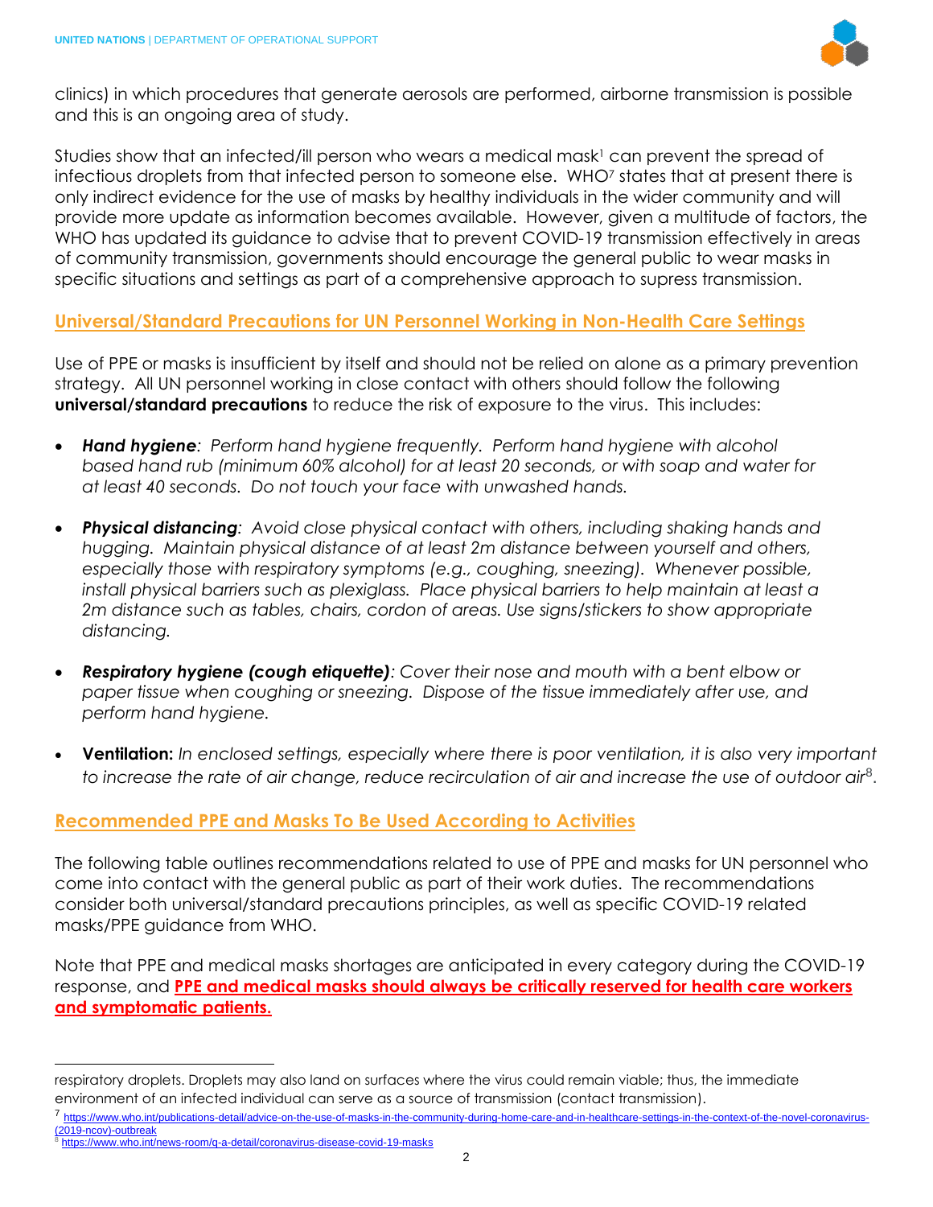clinics) in which procedures that generate aerosols are performed, airborne transmission is possible and this is an ongoing area of study.

Studies show that an infected/ill person who wears a medical mask[1] can prevent the spread of infectious droplets from that infected person to someone else. WHO[7] states that at present there is only indirect evidence for the use of masks by healthy individuals in the wider community and will provide more update as information becomes available. However, given a multitude of factors, the WHO has updated its guidance to advise that to prevent COVID-19 transmission effectively in areas of community transmission, governments should encourage the general public to wear masks in specific situations and settings as part of a comprehensive approach to supress transmission.

## Universal/Standard Precautions for UN Personnel Working in Non-Health Care Settings

Use of PPE or masks is insufficient by itself and should not be relied on alone as a primary prevention strategy. All UN personnel working in close contact with others should follow the following **universal/standard precautions** to reduce the risk of exposure to the virus. This includes:

- ***Hand hygiene****: Perform hand hygiene frequently. Perform hand hygiene with alcohol based hand rub (minimum 60% alcohol) for at least 20 seconds, or with soap and water for at least 40 seconds. Do not touch your face with unwashed hands.*

- ***Physical distancing****: Avoid close physical contact with others, including shaking hands and hugging. Maintain physical distance of at least 2m distance between yourself and others, especially those with respiratory symptoms (e.g., coughing, sneezing). Whenever possible, install physical barriers such as plexiglass. Place physical barriers to help maintain at least a 2m distance such as tables, chairs, cordon of areas. Use signs/stickers to show appropriate distancing.*

- ***Respiratory hygiene (cough etiquette)****: Cover their nose and mouth with a bent elbow or paper tissue when coughing or sneezing. Dispose of the tissue immediately after use, and perform hand hygiene.*

- **Ventilation:** *In enclosed settings, especially where there is poor ventilation, it is also very important to increase the rate of air change, reduce recirculation of air and increase the use of outdoor air*[8].

## Recommended PPE and Masks To Be Used According to Activities

The following table outlines recommendations related to use of PPE and masks for UN personnel who come into contact with the general public as part of their work duties. The recommendations consider both universal/standard precautions principles, as well as specific COVID-19 related masks/PPE guidance from WHO.

Note that PPE and medical masks shortages are anticipated in every category during the COVID-19 response, and **PPE and medical masks should always be critically reserved for health care workers and symptomatic patients.**

---

respiratory droplets. Droplets may also land on surfaces where the virus could remain viable; thus, the immediate environment of an infected individual can serve as a source of transmission (contact transmission).

[7] https://www.who.int/publications-detail/advice-on-the-use-of-masks-in-the-community-during-home-care-and-in-healthcare-settings-in-the-context-of-the-novel-coronavirus-(2019-ncov)-outbreak

[8] https://www.who.int/news-room/q-a-detail/coronavirus-disease-covid-19-masks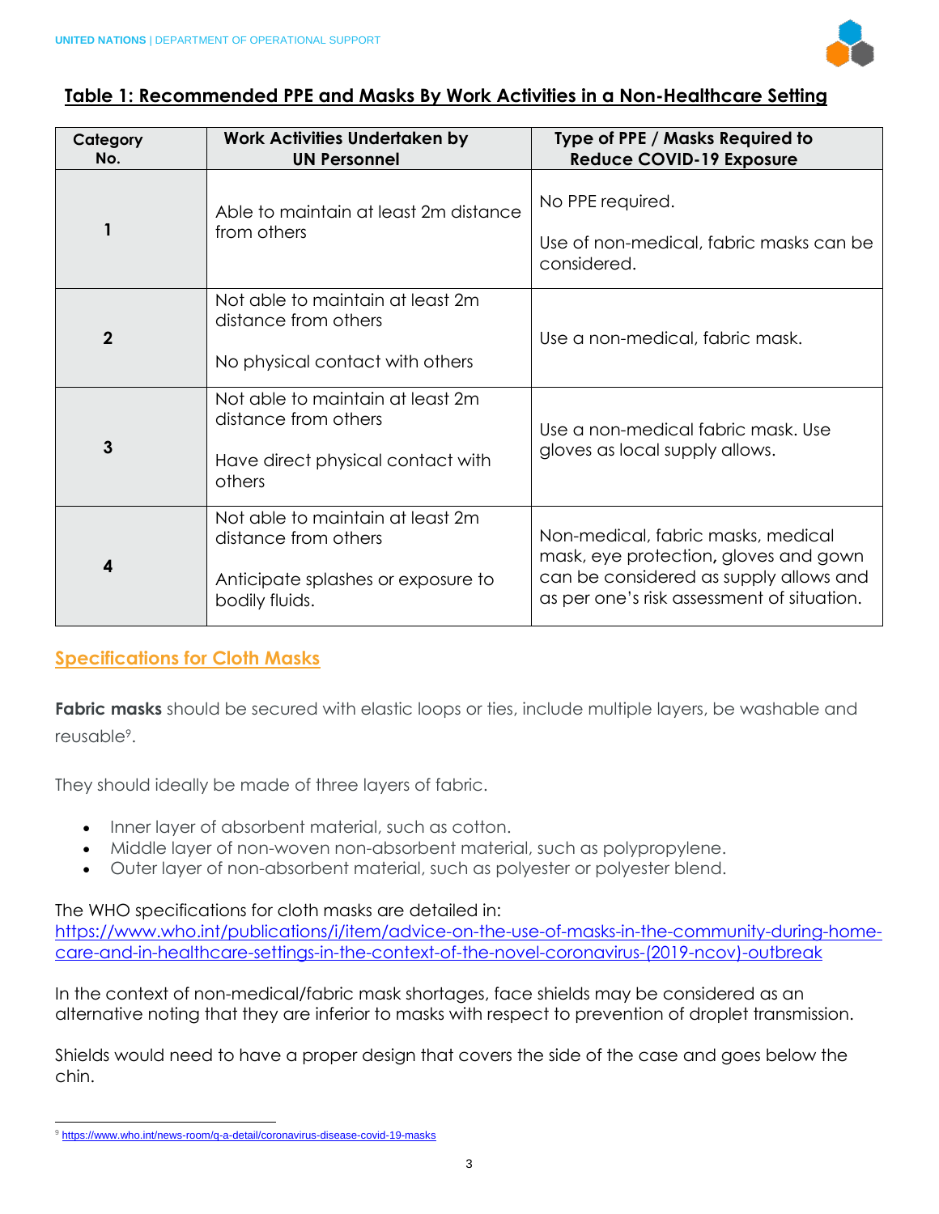## Table 1: Recommended PPE and Masks By Work Activities in a Non-Healthcare Setting

| Category No. | Work Activities Undertaken by UN Personnel | Type of PPE / Masks Required to Reduce COVID-19 Exposure |
|---|---|---|
| 1 | Able to maintain at least 2m distance from others | No PPE required.<br><br>Use of non-medical, fabric masks can be considered. |
| 2 | Not able to maintain at least 2m distance from others<br><br>No physical contact with others | Use a non-medical, fabric mask. |
| 3 | Not able to maintain at least 2m distance from others<br><br>Have direct physical contact with others | Use a non-medical fabric mask. Use gloves as local supply allows. |
| 4 | Not able to maintain at least 2m distance from others<br><br>Anticipate splashes or exposure to bodily fluids. | Non-medical, fabric masks, medical mask, eye protection, gloves and gown can be considered as supply allows and as per one's risk assessment of situation. |

### Specifications for Cloth Masks

**Fabric masks** should be secured with elastic loops or ties, include multiple layers, be washable and reusable[9].

They should ideally be made of three layers of fabric.

- Inner layer of absorbent material, such as cotton.
- Middle layer of non-woven non-absorbent material, such as polypropylene.
- Outer layer of non-absorbent material, such as polyester or polyester blend.

The WHO specifications for cloth masks are detailed in:
https://www.who.int/publications/i/item/advice-on-the-use-of-masks-in-the-community-during-home-care-and-in-healthcare-settings-in-the-context-of-the-novel-coronavirus-(2019-ncov)-outbreak

In the context of non-medical/fabric mask shortages, face shields may be considered as an alternative noting that they are inferior to masks with respect to prevention of droplet transmission.

Shields would need to have a proper design that covers the side of the case and goes below the chin.

[9] https://www.who.int/news-room/q-a-detail/coronavirus-disease-covid-19-masks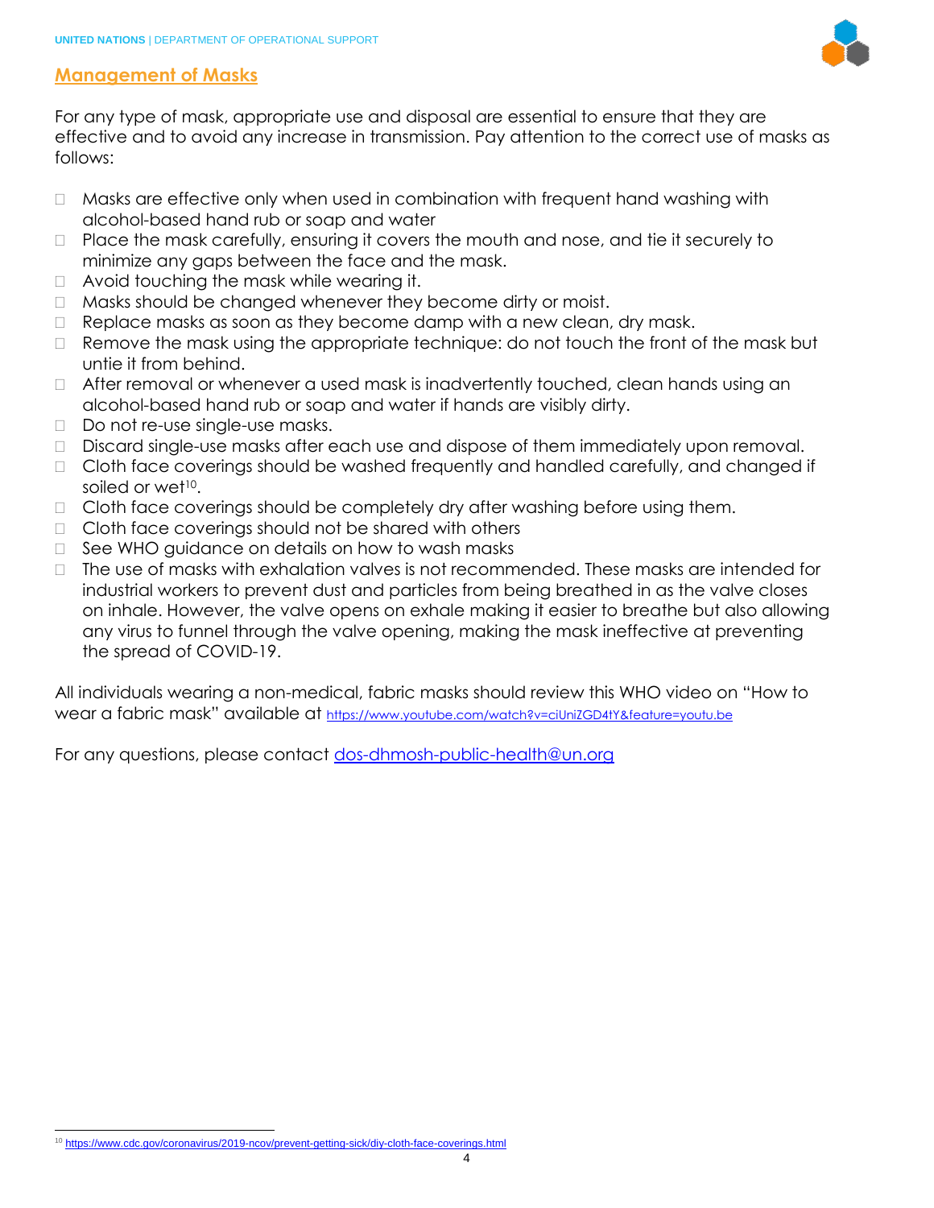## Management of Masks

For any type of mask, appropriate use and disposal are essential to ensure that they are effective and to avoid any increase in transmission. Pay attention to the correct use of masks as follows:

- Masks are effective only when used in combination with frequent hand washing with alcohol-based hand rub or soap and water
- Place the mask carefully, ensuring it covers the mouth and nose, and tie it securely to minimize any gaps between the face and the mask.
- Avoid touching the mask while wearing it.
- Masks should be changed whenever they become dirty or moist.
- Replace masks as soon as they become damp with a new clean, dry mask.
- Remove the mask using the appropriate technique: do not touch the front of the mask but untie it from behind.
- After removal or whenever a used mask is inadvertently touched, clean hands using an alcohol-based hand rub or soap and water if hands are visibly dirty.
- Do not re-use single-use masks.
- Discard single-use masks after each use and dispose of them immediately upon removal.
- Cloth face coverings should be washed frequently and handled carefully, and changed if soiled or wet[10].
- Cloth face coverings should be completely dry after washing before using them.
- Cloth face coverings should not be shared with others
- See WHO guidance on details on how to wash masks
- The use of masks with exhalation valves is not recommended. These masks are intended for industrial workers to prevent dust and particles from being breathed in as the valve closes on inhale. However, the valve opens on exhale making it easier to breathe but also allowing any virus to funnel through the valve opening, making the mask ineffective at preventing the spread of COVID-19.

All individuals wearing a non-medical, fabric masks should review this WHO video on "How to wear a fabric mask" available at https://www.youtube.com/watch?v=ciUniZGD4tY&feature=youtu.be

For any questions, please contact dos-dhmosh-public-health@un.org

[10] https://www.cdc.gov/coronavirus/2019-ncov/prevent-getting-sick/diy-cloth-face-coverings.html